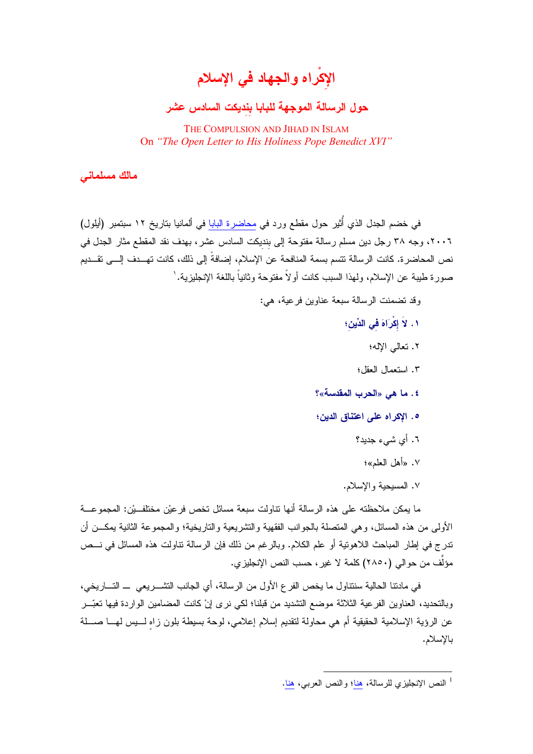# الإكْراه والجهاد في الإسلام

## حول الرسالة الموجهة للبابا بنِديكت السادس عشر

THE COMPULSION AND JIHAD IN ISLAM
On *"The Open Letter to His Holiness Pope Benedict XVI"*

**مالك مسلماني**

في خضم الجدل الذي أُثير حول مقطع ورد في محاضرة البابا في ألمانيا بتاريخ ١٢ سبتمبر (أيلول) ٢٠٠٦، وجه ٣٨ رجل دين مسلم رسالة مفتوحة إلى بنِديكت السادس عشر، بهدف نقد المقطع مثار الجدل في نص المحاضرة. كانت الرسالة تتسم بسمة المنافحة عن الإسلام، إضافةً إلى ذلك، كانت تهدف إلى تقديم صورة طيبة عن الإسلام، ولهذا السبب كانت أولاً مفتوحة وثانياً باللغة الإنجليزية.[1]

وقد تضمنت الرسالة سبعة عناوين فرعية، هي:

**١. لاَ إِكْرَاهَ فِي الدِّينِ؛**

٢. تعالي الإله؛

٣. استعمال العقل؛

**٤. ما هي «الحرب المقدسة»؟**

**٥. الإكراه على اعتناق الدين؛**

٦. أي شيء جديد؟

٧. «أهل العلم»؛

٧. المسيحية والإسلام.

ما يمكن ملاحظته على هذه الرسالة أنها تناولت سبعة مسائل تخص فرعيْن مختلفيْن: المجموعة الأولى من هذه المسائل، وهي المتصلة بالجوانب الفقهية والتشريعية والتاريخية؛ والمجموعة الثانية يمكن أن تدرج في إطار المباحث اللاهوتية أو علم الكلام. وبالرغم من ذلك فإن الرسالة تناولت هذه المسائل في نص مؤلَّف من حوالي (٢٨٥٠) كلمة لا غير، حسب النص الإنجليزي.

في مادتنا الحالية سنتناول ما يخص الفرع الأول من الرسالة، أي الجانب التشريعي — التاريخي، وبالتحديد، العناوين الفرعية الثلاثة موضع التشديد من قبلنا؛ لكي نرى إنْ كانت المضامين الواردة فيها تعبّر عن الرؤية الإسلامية الحقيقية أم هي محاولة لتقديم إسلام إعلامي، لوحة بسيطة بلون زاهٍ ليس لها صلة بالإسلام.

---

[1] النص الإنجليزي للرسالة، هنا؛ والنص العربي، هنا.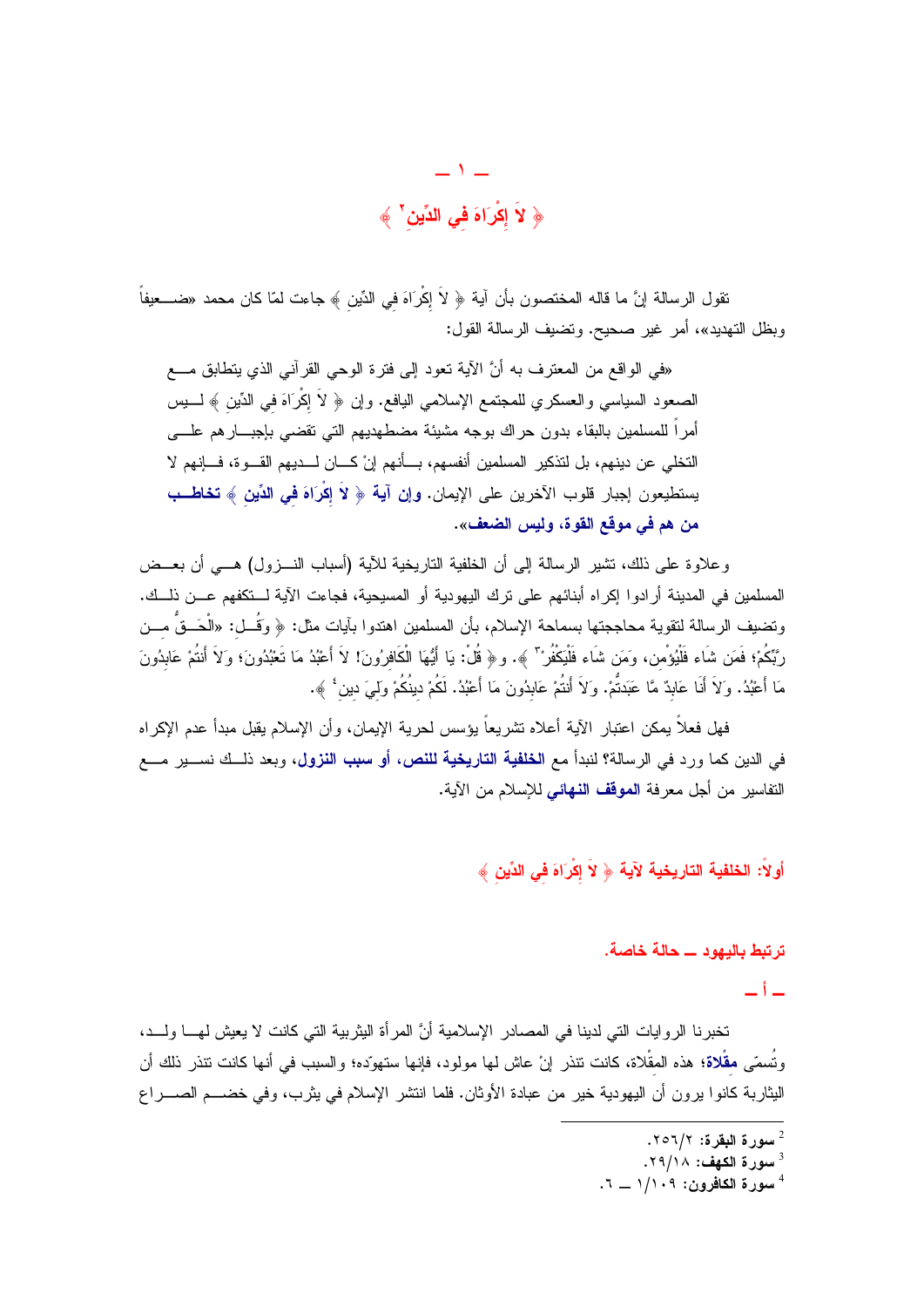## ـ ١ ـ

## ﴿ لاَ إِكْرَاهَ فِي الدِّينِ[2] ﴾

تقول الرسالة إنَّ ما قاله المختصون بأن آية ﴿ لاَ إِكْرَاهَ فِي الدِّينِ ﴾ جاءت لمّا كان محمد «ضعيفاً وبظل التهديد»، أمر غير صحيح. وتضيف الرسالة القول:

> «في الواقع من المعترف به أنَّ الآية تعود إلى فترة الوحي القرآني الذي يتطابق مع الصعود السياسي والعسكري للمجتمع الإسلامي اليافع. وإن ﴿ لاَ إِكْرَاهَ فِي الدِّينِ ﴾ ليس أمراً للمسلمين بالبقاء بدون حراك بوجه مشيئة مضطهديهم التي تقضي بإجبارهم على التخلي عن دينهم، بل لتذكير المسلمين أنفسهم، بأنهم إنْ كان لديهم القوة، فإنهم لا يستطيعون إجبار قلوب الآخرين على الإيمان. **وإن آية ﴿ لاَ إِكْرَاهَ فِي الدِّينِ ﴾ تخاطب من هم في موقع القوة، وليس الضعف**».

وعلاوة على ذلك، تشير الرسالة إلى أن الخلفية التاريخية للآية (أسباب النزول) هي أن بعض المسلمين في المدينة أرادوا إكراه أبنائهم على ترك اليهودية أو المسيحية، فجاءت الآية لتكفهم عن ذلك. وتضيف الرسالة لتقوية محاججتها بسماحة الإسلام، بأن المسلمين اهتدوا بآيات مثل: ﴿ وَقُلِ: «الْحَقُّ مِن رَّبِّكُمْ؛ فَمَن شَاء فَلْيُؤْمِن، وَمَن شَاء فَلْيَكْفُرْ»[3] ﴾. و﴿ قُلْ: يَا أَيُّهَا الْكَافِرُونَ! لاَ أَعْبُدُ مَا تَعْبُدُونَ؛ وَلاَ أَنتُمْ عَابِدُونَ مَا أَعْبُدُ. وَلاَ أَنَا عَابِدٌ مَّا عَبَدتُّمْ. وَلاَ أَنتُمْ عَابِدُونَ مَا أَعْبُدُ. لَكُمْ دِينُكُمْ وَلِيَ دِينِ[4] ﴾.

فهل فعلاً يمكن اعتبار الآية أعلاه تشريعاً يؤسس لحرية الإيمان، وأن الإسلام يقبل مبدأ عدم الإكراه في الدين كما ورد في الرسالة؟ لنبدأ مع **الخلفية التاريخية للنص، أو سبب النزول**، وبعد ذلك نسير مع التفاسير من أجل معرفة **الموقف النهائي** للإسلام من الآية.

### أولاً: الخلفية التاريخية لآية ﴿ لاَ إِكْرَاهَ فِي الدِّينِ ﴾

#### ترتبط باليهود ــ حالة خاصة.

#### ـ أ ـ

تخبرنا الروايات التي لدينا في المصادر الإسلامية أنَّ المرأة اليثربية التي كانت لا يعيش لها ولد، وتُسمّى **مقْلاة**؛ هذه المقْلاة، كانت تنذر إنْ عاش لها مولود، فإنها ستهوّده؛ والسبب في أنها كانت تنذر ذلك أن اليثاربة كانوا يرون أن اليهودية خير من عبادة الأوثان. فلما انتشر الإسلام في يثرب، وفي خضم الصراع

---

[2] سورة البقرة: ٢/٢٥٦.

[3] سورة الكهف: ١٨/٢٩.

[4] سورة الكافرون: ١٠٩/١ ــ ٦.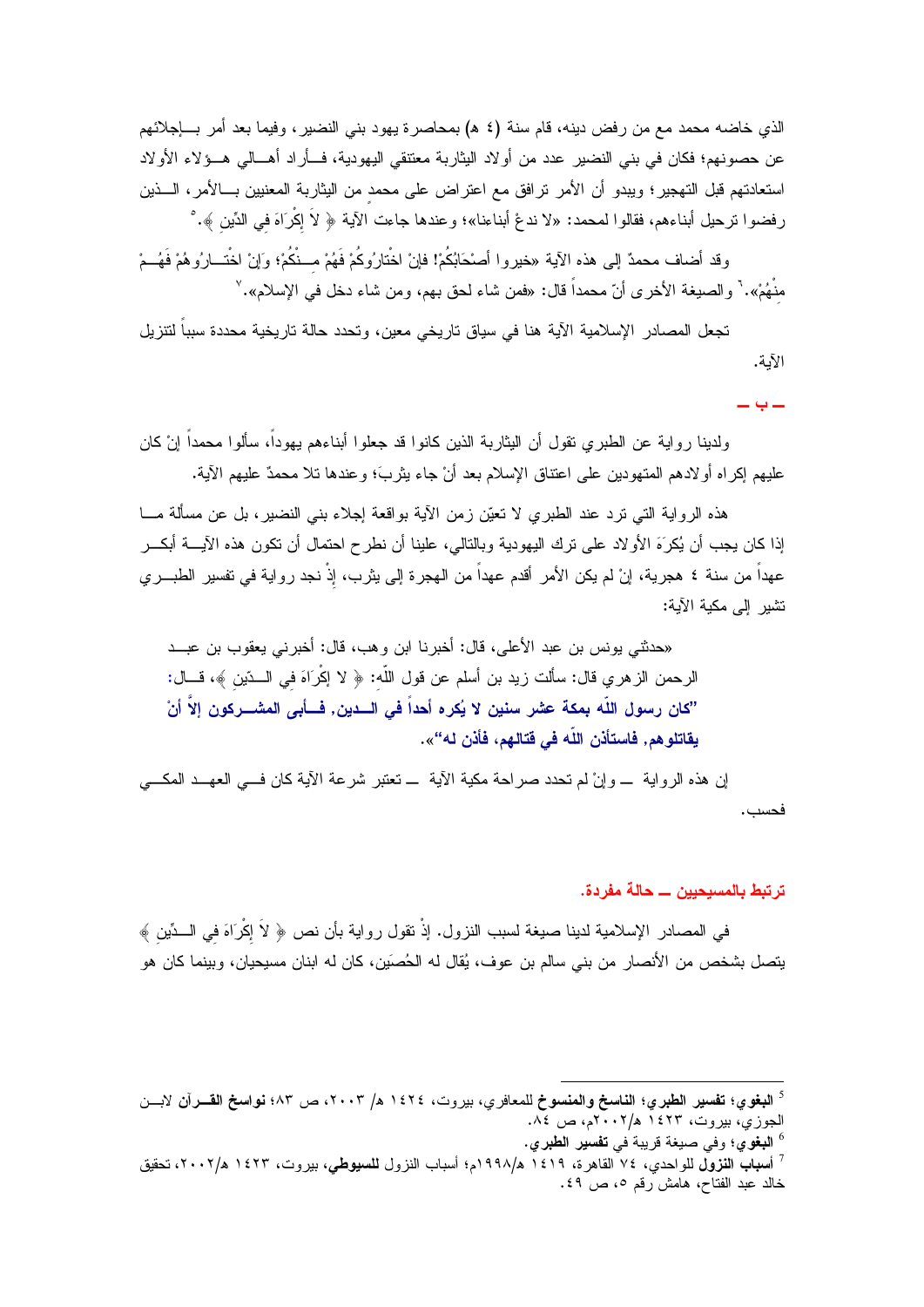الذي خاضه محمد مع من رفض دينه، قام سنة (٤ هـ) بمحاصرة يهود بني النضير، وفيما بعد أمر بإجلائهم عن حصونهم؛ فكان في بني النضير عدد من أولاد اليثاربة معتنقي اليهودية، فأراد أهالي هؤلاء الأولاد استعادتهم قبل التهجير؛ ويبدو أن الأمر ترافق مع اعتراض على محمد من اليثاربة المعنيين بالأمر، الذين رفضوا ترحيل أبناءهم، فقالوا لمحمد: «لا ندعْ أبناءنا»؛ وعندها جاءت الآية ﴿ لاَ إِكْرَاهَ فِي الدِّينِ ﴾.[5]

وقد أضاف محمدٌ إلى هذه الآية «خيروا أصْحَابَكُمْ! فإنْ اخْتَارُوكُمْ فَهُمْ مِنْكُمْ؛ وَإِنْ اخْتَارُوهُمْ فَهُمْ مِنْهُمْ».[6] والصيغة الأخرى أنّ محمداً قال: «فمن شاء لحق بهم، ومن شاء دخل في الإسلام».[7]

تجعل المصادر الإسلامية الآية هنا في سياق تاريخي معين، وتحدد حالة تاريخية محددة سبباً لتنزيل الآية.

**ـ ب ـ**

ولدينا رواية عن الطبري تقول أن اليثاربة الذين كانوا قد جعلوا أبناءهم يهوداً، سألوا محمداً إنْ كان عليهم إكراه أولادهم المتهودين على اعتناق الإسلام بعد أنْ جاء يثربَ؛ وعندها تلا محمدٌ عليهم الآية.

هذه الرواية التي ترد عند الطبري لا تعيّن زمن الآية بواقعة إجلاء بني النضير، بل عن مسألة ما إذا كان يجب أن يُكرَهَ الأولاد على ترك اليهودية وبالتالي، علينا أن نطرح احتمال أن تكون هذه الآية أبكر عهداً من سنة ٤ هجرية، إنْ لم يكن الأمر أقدم عهداً من الهجرة إلى يثرب، إذْ نجد رواية في تفسير الطبري تشير إلى مكية الآية:

> «حدثني يونس بن عبد الأعلى، قال: أخبرنا ابن وهب، قال: أخبرني يعقوب بن عبد الرحمن الزهري قال: سألت زيد بن أسلم عن قول اللّه: ﴿ لا إِكْرَاهَ فِي الدّين ﴾، قال: **"كان رسول اللّه بمكة عشر سنين لا يُكره أحداً في الدين, فأبى المشركون إلاَّ أنْ يقاتلوهم, فاستأذن اللّه في قتالهم، فأذن له"**».

إن هذه الرواية ـ وإنْ لم تحدد صراحة مكية الآية ـ تعتبر شرعة الآية كان في العهد المكي فحسب.

## ترتبط بالمسيحيين ـ حالة مفردة.

في المصادر الإسلامية لدينا صيغة لسبب النزول. إذْ تقول رواية بأن نص ﴿ لاَ إِكْرَاهَ فِي الدِّينِ ﴾ يتصل بشخص من الأنصار من بني سالم بن عوف، يُقال له الحُصَين، كان له ابنان مسيحيان، وبينما كان هو

---

[5] **البغوي؛ تفسير الطبري؛ الناسخ والمنسوخ** للمعافري، بيروت، ١٤٢٤ هـ/ ٢٠٠٣، ص ٨٣؛ **نواسخ القرآن** لابن الجوزي، بيروت، ١٤٢٣ هـ/٢٠٠٢م، ص ٨٤.

[6] **البغوي**؛ وفي صيغة قريبة في **تفسير الطبري**.

[7] **أسباب النزول** للواحدي، ٧٤ القاهرة، ١٤١٩ هـ/١٩٩٨م؛ أسباب النزول **للسيوطي**، بيروت، ١٤٢٣ هـ/٢٠٠٢، تحقيق خالد عبد الفتاح، هامش رقم ٥، ص ٤٩.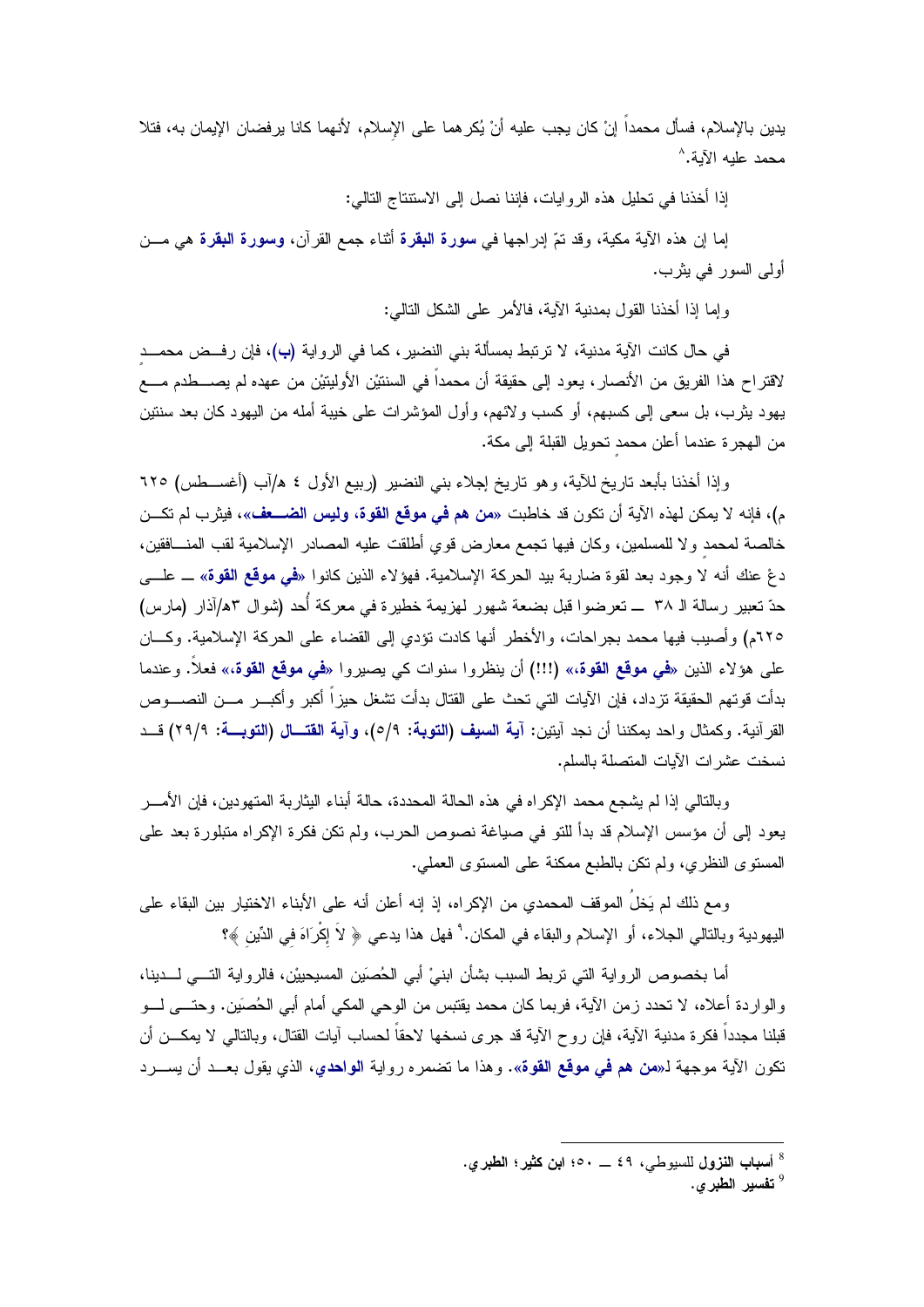يدين بالإسلام، فسأل محمداً إنْ كان يجب عليه أنْ يُكرههما على الإسلام، لأنهما كانا يرفضان الإيمان به، فتلا محمد عليه الآية.[8]

إذا أخذنا في تحليل هذه الروايات، فإننا نصل إلى الاستنتاج التالي:

إما إن هذه الآية مكية، وقد تمّ إدراجها في **سورة البقرة** أثناء جمع القرآن، **وسورة البقرة** هي من أولى السور في يثرب.

وإما إذا أخذنا القول بمدنية الآية، فالأمر على الشكل التالي:

في حال كانت الآية مدنية، لا ترتبط بمسألة بني النضير، كما في الرواية **(ب)**، فإن رفض محمدٍ لاقتراح هذا الفريق من الأنصار، يعود إلى حقيقة أن محمداً في السنتيْن الأوليتيْن من عهده لم يصطدم مع يهود يثرب، بل سعى إلى كسبهم، أو كسب ولائهم، وأول المؤشرات على خيبة أمله من اليهود كان بعد سنتين من الهجرة عندما أعلن محمدٍ تحويل القبلة إلى مكة.

وإذا أخذنا بأبعد تاريخ للآية، وهو تاريخ إجلاء بني النضير (ربيع الأول ٤ هـ/آب (أغسطس) ٦٢٥ م)، فإنه لا يمكن لهذه الآية أن تكون قد خاطبت «**من هم في موقع القوة، وليس الضعف**»، فيثرب لم تكن خالصة لمحمد ولا للمسلمين، وكان فيها تجمع معارض قوي أطلقت عليه المصادر الإسلامية لقب المنافقين، دعْ عنك أنه لا وجود بعد لقوة ضاربة بيد الحركة الإسلامية. فهؤلاء الذين كانوا «**في موقع القوة**» ـــ على حدّ تعبير رسالة الـ ٣٨ ـــ تعرضوا قبل بضعة شهور لهزيمة خطيرة في معركة أُحد (شوال ٣هـ/آذار (مارس) ٦٢٥م) وأصيب فيها محمد بجراحات، والأخطر أنها كادت تؤدي إلى القضاء على الحركة الإسلامية. وكان على هؤلاء الذين «**في موقع القوة،**» (!!!) أن ينظروا سنوات كي يصيروا «**في موقع القوة،**» فعلاً. وعندما بدأت قوتهم الحقيقة تزداد، فإن الآيات التي تحث على القتال بدأت تشغل حيزاً أكبر وأكبر من النصوص القرآنية. وكمثال واحد يمكننا أن نجد آيتين: **آية السيف (التوبة: ٩/٥)، وآية القتال (التوبة: ٩/٢٩)** قد نسخت عشرات الآيات المتصلة بالسلم.

وبالتالي إذا لم يشجع محمد الإكراه في هذه الحالة المحددة، حالة أبناء اليثاربة المتهودين، فإن الأمر يعود إلى أن مؤسس الإسلام قد بدأ للتو في صياغة نصوص الحرب، ولم تكن فكرة الإكراه متبلورة بعد على المستوى النظري، ولم تكن بالطبع ممكنة على المستوى العملي.

ومع ذلك لم يَخلُ الموقف المحمدي من الإكراه، إذ إنه أعلن أنه على الأبناء الاختيار بين البقاء على اليهودية وبالتالي الجلاء، أو الإسلام والبقاء في المكان.[9] فهل هذا يدعي ﴿ لاَ إِكْرَاهَ فِي الدِّينِ ﴾؟

أما بخصوص الرواية التي تربط السبب بشأن ابنيْ أبي الحُصَين المسيحييْن، فالرواية التي لدينا، والواردة أعلاه، لا تحدد زمن الآية، فربما كان محمد يقتبس من الوحي المكي أمام أبي الحُصَين. وحتى لو قبلنا مجدداً فكرة مدنية الآية، فإن روح الآية قد جرى نسخها لاحقاً لحساب آيات القتال، وبالتالي لا يمكن أن تكون الآية موجهة لـ«**من هم في موقع القوة**». وهذا ما تضمره رواية **الواحدي**، الذي يقول بعد أن يسرد

---

[8] **أسباب النزول** للسيوطي، ٤٩ ـــ ٥٠؛ **ابن كثير؛ الطبري**.

[9] **تفسير الطبري**.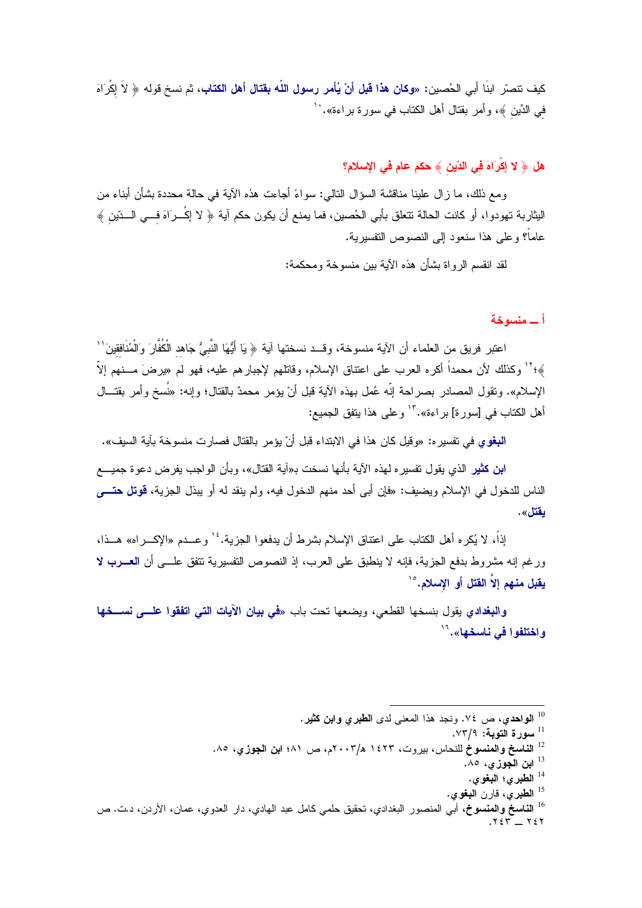كيف تنصّر ابنَا أبي الحُصين: «**وكان هذا قبل أنْ يُأمر رسول اللّه بقتال أهل الكتاب**، ثم نسخ قوله ﴿ لاَ إِكْرَاهَ فِي الدِّينِ ﴾، وأمر بقتال أهل الكتاب في سورة براءة».[10]

## هل ﴿ لا إِكْرَاهَ فِي الدِّينِ ﴾ حكم عام في الإسلام؟

ومع ذلك، ما زال علينا مناقشة السؤال التالي: سواءً أجاءت هذه الآية في حالة محددة بشأن أبناء من اليثاربة تهودوا، أو كانت الحالة تتعلق بأبي الحُصين، فما يمنع أن يكون حكم آية ﴿ لا إِكْـرَاهَ فِـي الـدِّينِ ﴾ عاماً؟ وعلى هذا سنعود إلى النصوص التفسيرية.

لقد انقسم الرواة بشأن هذه الآية بين منسوخة ومحكمة:

### أ ــ منسوخة

اعتبر فريق من العلماء أن الآية منسوخة، وقــد نسختها آية ﴿ يَا أَيُّهَا النَّبِيُّ جَاهِدِ الْكُفَّارَ وَالْمُنَافِقِينَ[11] ﴾؛[12] وكذلك لأن محمداً أكره العرب على اعتناق الإسلام، وقاتلهم لإجبارهم عليه، فهو لم «يرضَ مــنهم إلاّ الإسلام». وتقول المصادر بصراحة إنّه عُمل بهذه الآية قبل أنْ يؤمر محمدٌ بالقتال؛ وإنه: «نُسخ وأمر بقتــال أهل الكتاب في [سورة] براءة».[13] وعلى هذا يتفق الجميع:

**البغوي** في تفسيره: «وقيل كان هذا في الابتداء قبل أنْ يؤمر بالقتال فصارت منسوخة بآية السيف».

**ابن كثير** الذي يقول تفسيره لهذه الآية بأنها نسخت بـ«آية القتال»، وبأن الواجب يفرض دعوة جميــع الناس للدخول في الإسلام ويضيف: «فإن أبى أحد منهم الدخول فيه، ولم ينقد له أو يبذل الجزية، **قوتل حتــى يقتل**».

إذاً، لا يُكره أهل الكتاب على اعتناق الإسلام بشرط أن يدفعوا الجزية.[14] وعــدم «الإكــراه» هــذا، ورغم إنه مشروط بدفع الجزية، فإنه لا ينطبق على العرب، إذ النصوص التفسيرية تتفق علــى أن **العــرب لا يقبل منهم إلاّ القتل أو الإسلام**.[15]

**والبغدادي** يقول بنسخها القطعي، ويضعها تحت باب «**في بيان الآيات التي اتفقوا علــى نســخها واختلفوا في ناسخها**».[16]

---

[10] **الواحدي**، ص ٧٤. ونجد هذا المعنى لدى **الطبري وابن كثير**.

[11] **سورة التوبة**: ٧٣/٩.

[12] **الناسخ والمنسوخ** للنحاس، بيروت، ١٤٢٣ هـ/٢٠٠٣م، ص ٨١؛ **ابن الجوزي**، ٨٥.

[13] **ابن الجوزي**، ٨٥.

[14] **الطبري**؛ **البغوي**.

[15] **الطبري**، قارن **البغوي**.

[16] **الناسخ والمنسوخ**، أبي المنصور البغدادي، تحقيق حلمي كامل عبد الهادي، دار العدوي، عمان، الأردن، د.ت. ص ٢٤٢ ــ ٢٤٣.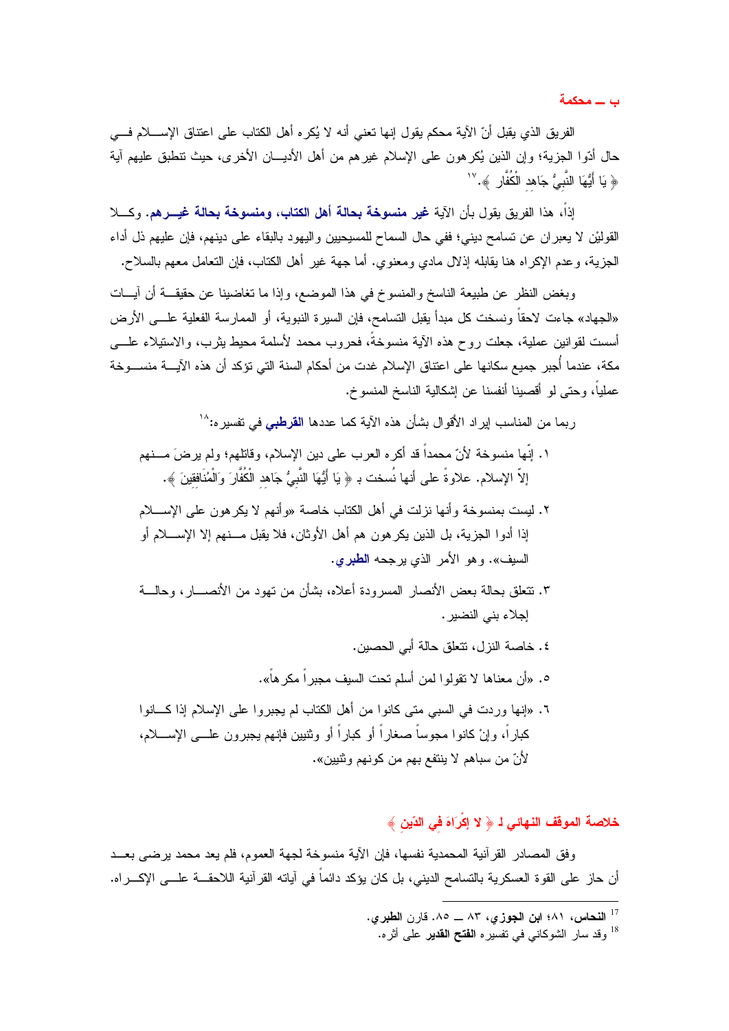### ب ـ محكمة

الفريق الذي يقبل أنّ الآية محكم يقول إنها تعني أنه لا يُكره أهل الكتاب على اعتناق الإسلام في حال أدّوا الجزية؛ وإن الذين يُكرهون على الإسلام غيرهم من أهل الأديان الأخرى، حيث تنطبق عليهم آية ﴿ يَا أَيُّهَا النَّبِيُّ جَاهِدِ الْكُفَّارَ ﴾.[17]

إذاً، هذا الفريق يقول بأن الآية **غير منسوخة بحالة أهل الكتاب، ومنسوخة بحالة غيرهم**. وكلا القولين لا يعبران عن تسامح ديني؛ ففي حال السماح للمسيحيين واليهود بالبقاء على دينهم، فإن عليهم ذل أداء الجزية، وعدم الإكراه هنا يقابله إذلال مادي ومعنوي. أما جهة غير أهل الكتاب، فإن التعامل معهم بالسلاح.

وبغض النظر عن طبيعة الناسخ والمنسوخ في هذا الموضع، وإذا ما تغاضينا عن حقيقة أن آيات «الجهاد» جاءت لاحقاً ونسخت كل مبدأ يقبل التسامح، فإن السيرة النبوية، أو الممارسة الفعلية على الأرض أسست لقوانين عملية، جعلت روح هذه الآية منسوخةً، فحروب محمد لأسلمة محيط يثرب، والاستيلاء على مكة، عندما أُجبر جميع سكانها على اعتناق الإسلام غدت من أحكام السنة التي تؤكد أن هذه الآية منسوخة عملياً، وحتى لو أقصينا أنفسنا عن إشكالية الناسخ المنسوخ.

ربما من المناسب إيراد الأقوال بشأن هذه الآية كما عددها **القرطبي** في تفسيره:[18]

١. إنّها منسوخة لأنّ محمداً قد أكره العرب على دين الإسلام، وقاتلهم؛ ولم يرضَ منهم إلاّ الإسلام. علاوةً على أنها نُسخت بـ ﴿ يَا أَيُّهَا النَّبِيُّ جَاهِدِ الْكُفَّارَ وَالْمُنَافِقِينَ ﴾.
٢. ليست بمنسوخة وأنها نزلت في أهل الكتاب خاصة «وأنهم لا يكرهون على الإسلام إذا أدوا الجزية، بل الذين يكرهون هم أهل الأوثان، فلا يقبل منهم إلا الإسلام أو السيف». وهو الأمر الذي يرجحه **الطبري**.
٣. تتعلق بحالة بعض الأنصار المسرودة أعلاه، بشأن من تهود من الأنصار، وحالة إجلاء بني النضير.
٤. خاصة النزل، تتعلق حالة أبي الحصين.
٥. «أن معناها لا تقولوا لمن أسلم تحت السيف مجبراً مكرهاً».
٦. «إنها وردت في السبي متى كانوا من أهل الكتاب لم يجبروا على الإسلام إذا كانوا كباراً، وإنْ كانوا مجوساً صغاراً أو كباراً أو وثنيين فإنهم يجبرون على الإسلام، لأنّ من سباهم لا ينتفع بهم من كونهم وثنيين».

### خلاصة الموقف النهائي لـ ﴿ لا إِكْرَاهَ فِي الدِّينِ ﴾

وفق المصادر القرآنية المحمدية نفسها، فإن الآية منسوخة لجهة العموم، فلم يعد محمد يرضى بعد أن حاز على القوة العسكرية بالتسامح الديني، بل كان يؤكد دائماً في آياته القرآنية اللاحقة على الإكراه.

---

[17] **النحاس**، ٨١؛ **ابن الجوزي**، ٨٣ ـ ٨٥. قارن **الطبري**.

[18] وقد سار الشوكاني في تفسيره **الفتح القدير** على أثره.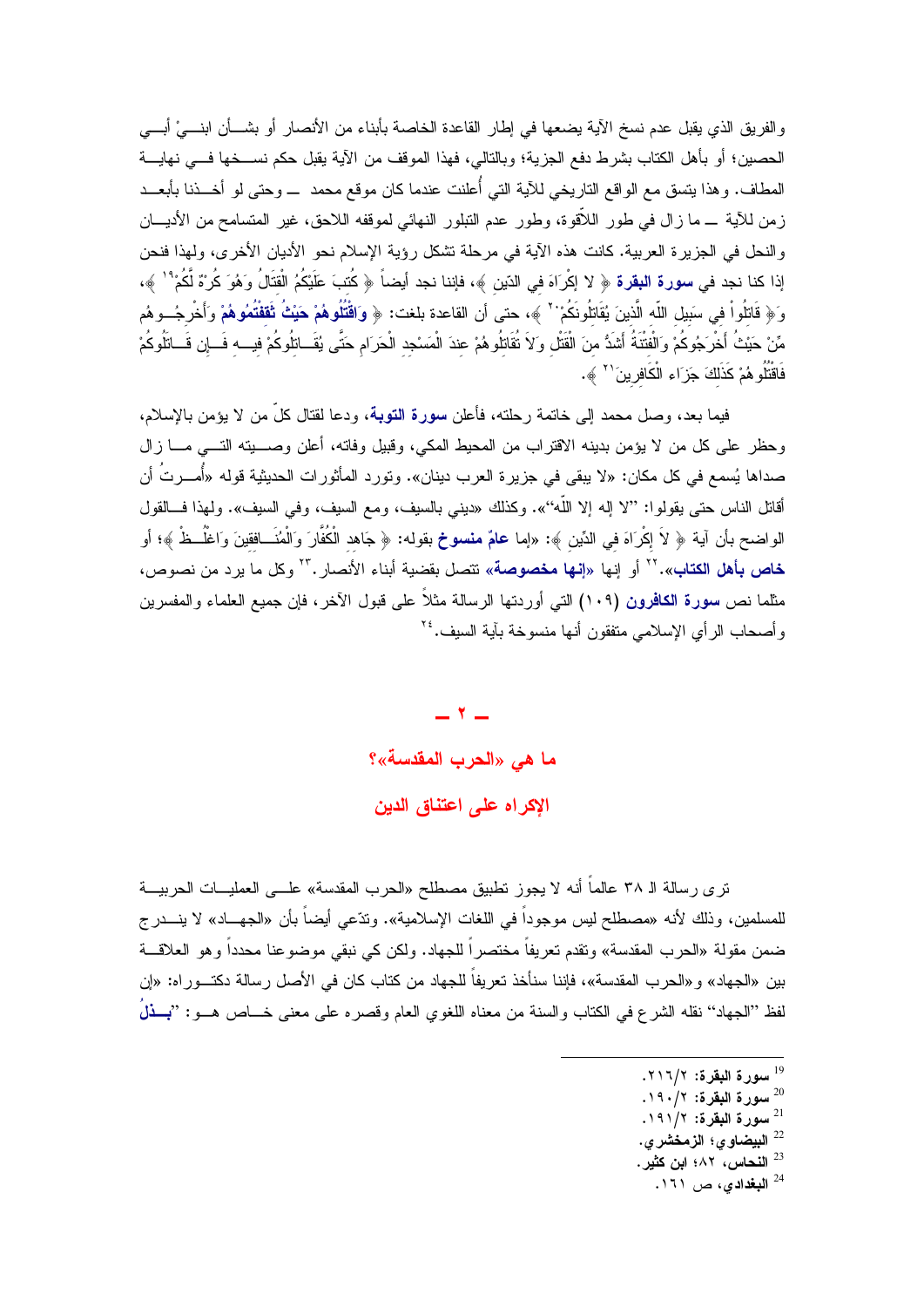والفريق الذي يقبل عدم نسخ الآية يضعها في إطار القاعدة الخاصة بأبناء من الأنصار أو بشأن ابنيْ أبي الحصين؛ أو بأهل الكتاب بشرط دفع الجزية؛ وبالتالي، فهذا الموقف من الآية يقبل حكم نسخها في نهاية المطاف. وهذا يتسق مع الواقع التاريخي للآية التي أُعلنت عندما كان موقع محمد ــ وحتى لو أخذنا بأبعد زمن للآية ــ ما زال في طور اللاّقوة، وطور عدم التبلور النهائي لموقفه اللاحق، غير المتسامح من الأديان والنحل في الجزيرة العربية. كانت هذه الآية في مرحلة تشكل رؤية الإسلام نحو الأديان الأخرى، ولهذا فنحن إذا كنا نجد في **سورة البقرة** ﴿ لا إِكْرَاهَ في الدّين ﴾، فإننا نجد أيضاً ﴿ كُتِبَ عَلَيْكُمُ الْقِتَالُ وَهُوَ كُرْهٌ لَّكُمْ[19] ﴾، و﴿ قَاتِلُواْ فِي سَبِيلِ اللّهِ الَّذِينَ يُقَاتِلُونَكُمْ[20] ﴾، حتى أن القاعدة بلغت: ﴿ **وَاقْتُلُوهُمْ حَيْثُ ثَقِفْتُمُوهُمْ** وَأَخْرِجُوهُم مِّنْ حَيْثُ أَخْرَجُوكُمْ وَالْفِتْنَةُ أَشَدُّ مِنَ الْقَتْلِ وَلاَ تُقَاتِلُوهُمْ عِندَ الْمَسْجِدِ الْحَرَامِ حَتَّى يُقَاتِلُوكُمْ فِيهِ فَإِن قَاتَلُوكُمْ فَاقْتُلُوهُمْ كَذَلِكَ جَزَاء الْكَافِرِينَ[21] ﴾.

فيما بعد، وصل محمد إلى خاتمة رحلته، فأعلن **سورة التوبة**، ودعا لقتال كلّ من لا يؤمن بالإسلام، وحظر على كل من لا يؤمن بدينه الاقتراب من المحيط المكي، وقبيل وفاته، أعلن وصيته التي ما زال صداها يُسمع في كل مكان: «لا يبقى في جزيرة العرب دينان». وتورد المأثورات الحديثية قوله «أُمرتُ أن أقاتل الناس حتى يقولوا: "لا إله إلا اللّه"». وكذلك «ديني بالسيف، ومع السيف، وفي السيف». ولهذا فالقول الواضح بأن آية ﴿ لاَ إِكْرَاهَ فِي الدِّينِ ﴾: «إما **عامٌ منسوخ** بقوله: ﴿ جَاهِدِ الْكُفَّارَ وَالْمُنَافِقِينَ وَاغْلُظْ ﴾؛ أو **خاص بأهل الكتاب**».[22] أو إنها «**إنها مخصوصة**» تتصل بقضية أبناء الأنصار.[23] وكل ما يرد من نصوص، مثلما نص **سورة الكافرون** (١٠٩) التي أوردتها الرسالة مثلاً على قبول الآخر، فإن جميع العلماء والمفسرين وأصحاب الرأي الإسلامي متفقون أنها منسوخة بآية السيف.[24]

## ـ ٢ ـ

## ما هي «الحرب المقدسة»؟

## الإكراه على اعتناق الدين

ترى رسالة الـ ٣٨ عالماً أنه لا يجوز تطبيق مصطلح «الحرب المقدسة» على العمليات الحربية للمسلمين، وذلك لأنه «مصطلح ليس موجوداً في اللغات الإسلامية». وتدّعي أيضاً بأن «الجهاد» لا يندرج ضمن مقولة «الحرب المقدسة» وتقدم تعريفاً مختصراً للجهاد. ولكن كي نبقي موضوعنا محدداً وهو العلاقة بين «الجهاد» و«الحرب المقدسة»، فإننا سنأخذ تعريفاً للجهاد من كتاب كان في الأصل رسالة دكتوراه: «إن لفظ "الجهاد" نقله الشرع في الكتاب والسنة من معناه اللغوي العام وقصره على معنى خاص هو: "**بذلُ**

---

[19] **سورة البقرة**: ٢/٢١٦.
[20] **سورة البقرة**: ٢/١٩٠.
[21] **سورة البقرة**: ٢/١٩١.
[22] **البيضاوي؛ الزمخشري**.
[23] **النحاس**، ٨٢؛ **ابن كثير**.
[24] **البغدادي**، ص ١٦١.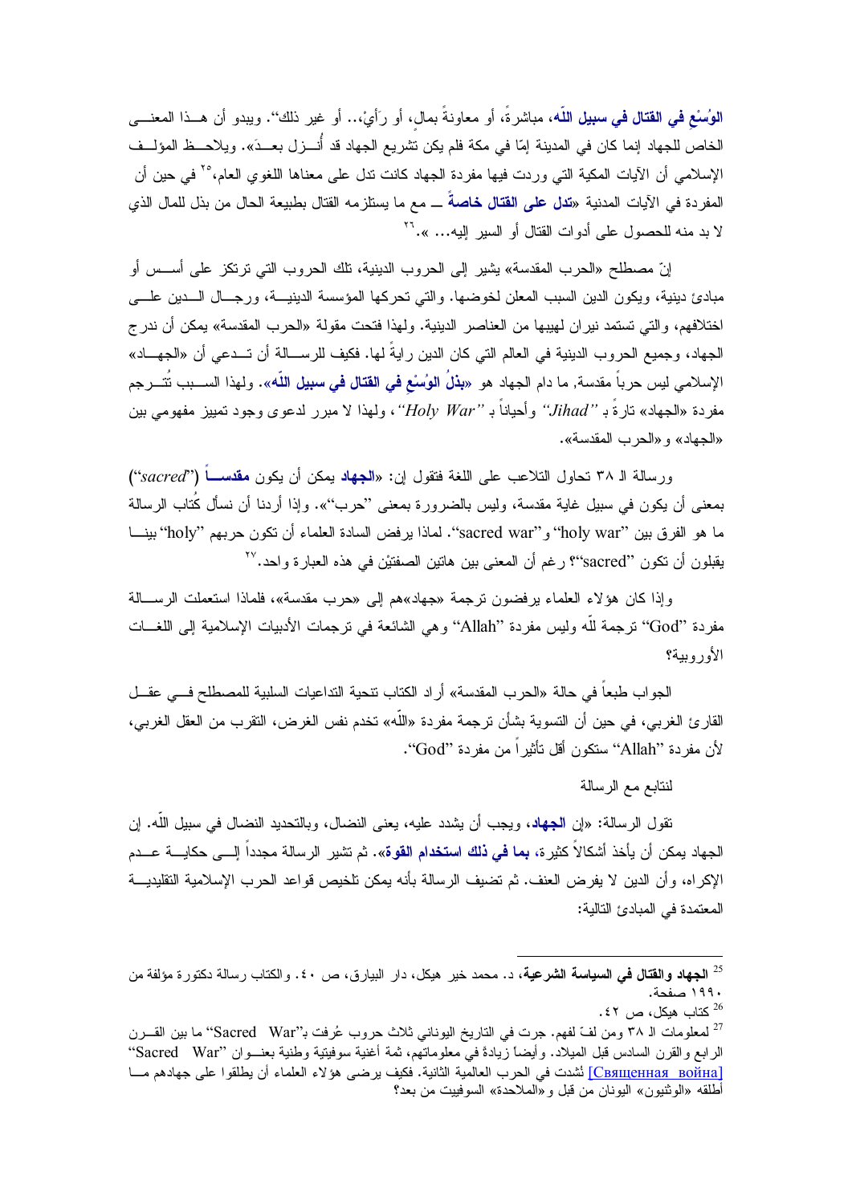**الوُسْع في القتال في سبيل اللّه**، مباشرةً، أو معاونةً بمالٍ، أو رَأيٍ،.. أو غير ذلك". ويبدو أن هذا المعنى الخاص للجهاد إنما كان في المدينة إمّا في مكة فلم يكن تشريع الجهاد قد أُنزل بعدُ». ويلاحظ المؤلف الإسلامي أن الآيات المكية التي وردت فيها مفردة الجهاد كانت تدل على معناها اللغوي العام،[25] في حين أن المفردة في الآيات المدنية «**تدل على القتال خاصةً** ــ مع ما يستلزمه القتال بطبيعة الحال من بذل للمال الذي لا بد منه للحصول على أدوات القتال أو السير إليه... ».[26]

إنّ مصطلح «الحرب المقدسة» يشير إلى الحروب الدينية، تلك الحروب التي ترتكز على أسس أو مبادئ دينية، ويكون الدين السبب المعلن لخوضها. والتي تحركها المؤسسة الدينية، ورجال الدين على اختلافهم، والتي تستمد نيران لهيبها من العناصر الدينية. ولهذا فتحت مقولة «الحرب المقدسة» يمكن أن ندرج الجهاد، وجميع الحروب الدينية في العالم التي كان الدين رايةً لها. فكيف للرسالة أن تدعي أن «الجهاد» الإسلامي ليس حرباً مقدسة, ما دام الجهاد هو «**بذلُ الوُسْعِ في القتال في سبيل اللّه**». ولهذا السبب تُترجم مفردة «الجهاد» تارةً بـ *"Jihad"* وأحياناً بـ *"Holy War"*، ولهذا لا مبرر لدعوى وجود تمييز مفهومي بين «الجهاد» و«الحرب المقدسة».

ورسالة الـ ٣٨ تحاول التلاعب على اللغة فتقول إن: «**الجهاد** يمكن أن يكون **مقدساً** ("*sacred*") بمعنى أن يكون في سبيل غاية مقدسة، وليس بالضرورة بمعنى "حرب"». وإذا أردنا أن نسأل كُتاب الرسالة ما هو الفرق بين "holy war" و"sacred war". لماذا يرفض السادة العلماء أن تكون حربهم "holy" بينما يقبلون أن تكون "sacred"؟ رغم أن المعنى بين هاتين الصفتيْن في هذه العبارة واحد.[27]

وإذا كان هؤلاء العلماء يرفضون ترجمة «جهاد»هم إلى «حرب مقدسة»، فلماذا استعملت الرسالة مفردة "God" ترجمة للّه وليس مفردة "Allah" وهي الشائعة في ترجمات الأدبيات الإسلامية إلى اللغات الأوروبية؟

الجواب طبعاً في حالة «الحرب المقدسة» أراد الكتاب تنحية التداعيات السلبية للمصطلح في عقل القارئ الغربي، في حين أن التسوية بشأن ترجمة مفردة «اللّه» تخدم نفس الغرض، التقرب من العقل الغربي، لأن مفردة "Allah" ستكون أقل تأثيراً من مفردة "God".

لنتابع مع الرسالة

تقول الرسالة: «إن **الجهاد**، ويجب أن يشدد عليه، يعنى النضال، وبالتحديد النضال في سبيل اللّه. إن الجهاد يمكن أن يأخذ أشكالاً كثيرة، **بما في ذلك استخدام القوة**». ثم تشير الرسالة مجدداً إلى حكاية عدم الإكراه، وأن الدين لا يفرض العنف. ثم تضيف الرسالة بأنه يمكن تلخيص قواعد الحرب الإسلامية التقليدية المعتمدة في المبادئ التالية:

---

[25] **الجهاد والقتال في السياسة الشرعية**، د. محمد خير هيكل، دار البيارق، ص ٤٠. والكتاب رسالة دكتورة مؤلفة من ١٩٩٠ صفحة.

[26] كتاب هيكل، ص ٤٢.

[27] لمعلومات الـ ٣٨ ومن لفّ لفهم. جرت في التاريخ اليوناني ثلاث حروب عُرفت بـ"Sacred War" ما بين القرن الرابع والقرن السادس قبل الميلاد. وأيضاً زيادةً في معلوماتهم، ثمة أغنية سوفيتية وطنية بعنوان "Sacred War" [Священная война] نُشدت في الحرب العالمية الثانية. فكيف يرضى هؤلاء العلماء أن يطلقوا على جهادهم ما أطلقه «الوثنيون» اليونان من قبل و«الملاحدة» السوفييت من بعد؟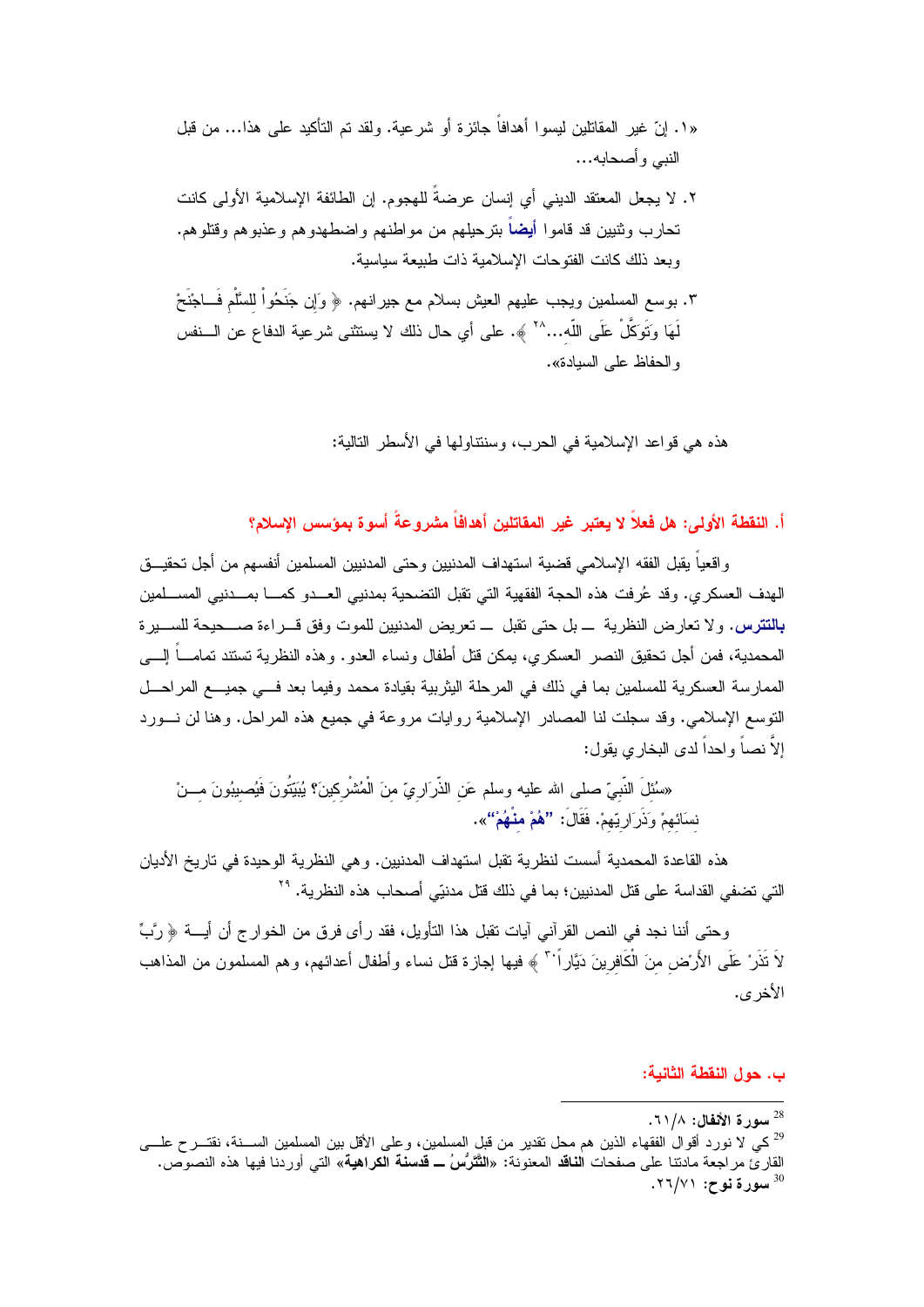«١. إنّ غير المقاتلين ليسوا أهدافاً جائزة أو شرعية. ولقد تم التأكيد على هذا... من قبل النبي وأصحابه...

٢. لا يجعل المعتقد الديني أي إنسان عرضةً للهجوم. إن الطائفة الإسلامية الأولى كانت تحارب وثنيين قد قاموا **أيضاً** بترحيلهم من مواطنهم واضطهدوهم وعذبوهم وقتلوهم. وبعد ذلك كانت الفتوحات الإسلامية ذات طبيعة سياسية.

٣. بوسع المسلمين ويجب عليهم العيش بسلام مع جيرانهم. ﴿ وَإِن جَنَحُواْ لِلسَّلْمِ فَاجْنَحْ لَهَا وَتَوَكَّلْ عَلَى اللّهِ...[٢٨] ﴾. على أي حال ذلك لا يستثنى شرعية الدفاع عن النفس والحفاظ على السيادة».

هذه هي قواعد الإسلامية في الحرب، وسنتناولها في الأسطر التالية:

## أ. النقطة الأولى: هل فعلاً لا يعتبر غير المقاتلين أهدافاً مشروعةً أسوة بمؤسس الإسلام؟

واقعياً يقبل الفقه الإسلامي قضية استهداف المدنيين وحتى المدنيين المسلمين أنفسهم من أجل تحقيق الهدف العسكري. وقد عُرفت هذه الحجة الفقهية التي تقبل التضحية بمدنيي العدو كما بمدنيي المسلمين **بالتترس**. ولا تعارض النظرية ـــ بل حتى تقبل ـــ تعريض المدنيين للموت وفق قراءة صحيحة للسيرة المحمدية، فمن أجل تحقيق النصر العسكري، يمكن قتل أطفال ونساء العدو. وهذه النظرية تستند تماماً إلى الممارسة العسكرية للمسلمين بما في ذلك في المرحلة اليثربية بقيادة محمد وفيما بعد في جميع المراحل التوسع الإسلامي. وقد سجلت لنا المصادر الإسلامية روايات مروعة في جميع هذه المراحل. وهنا لن نورد إلاَّ نصاً واحداً لدى البخاري يقول:

«سُئِلَ النَّبِيِّ صلى الله عليه وسلم عَنِ الذَّرَارِيِّ مِنَ الْمُشْرِكِينَ؟ يُبَيَّتُونَ فَيُصِيبُونَ مِنْ نِسَائِهِمْ وَذَرَارِيِّهِمْ. فَقَالَ: **"هُمْ مِنْهُمْ"**».

هذه القاعدة المحمدية أسست لنظرية تقبل استهداف المدنيين. وهي النظرية الوحيدة في تاريخ الأديان التي تضفي القداسة على قتل المدنيين؛ بما في ذلك قتل مدنيّ أصحاب هذه النظرية.[٢٩]

وحتى أننا نجد في النص القرآني آيات تقبل هذا التأويل، فقد رأى فرق من الخوارج أن آية ﴿ رَّبِّ لاَ تَذَرْ عَلَى الأَرْضِ مِنَ الْكَافِرِينَ دَيَّاراً[٣٠] ﴾ فيها إجازة قتل نساء وأطفال أعدائهم، وهم المسلمون من المذاهب الأخرى.

## ب. حول النقطة الثانية:

---

[28] **سورة الأنفال:** ٨/٦١.

[29] كي لا نورد أقوال الفقهاء الذين هم محل تقدير من قبل المسلمين، وعلى الأقل بين المسلمين السنة، نقترح على القارئ مراجعة مادتنا على صفحات **الناقد** المعنونة: «**التَّتَرُّسُ ـــ قدسنة الكراهية**» التي أوردنا فيها هذه النصوص.

[30] **سورة نوح:** ٧١/٢٦.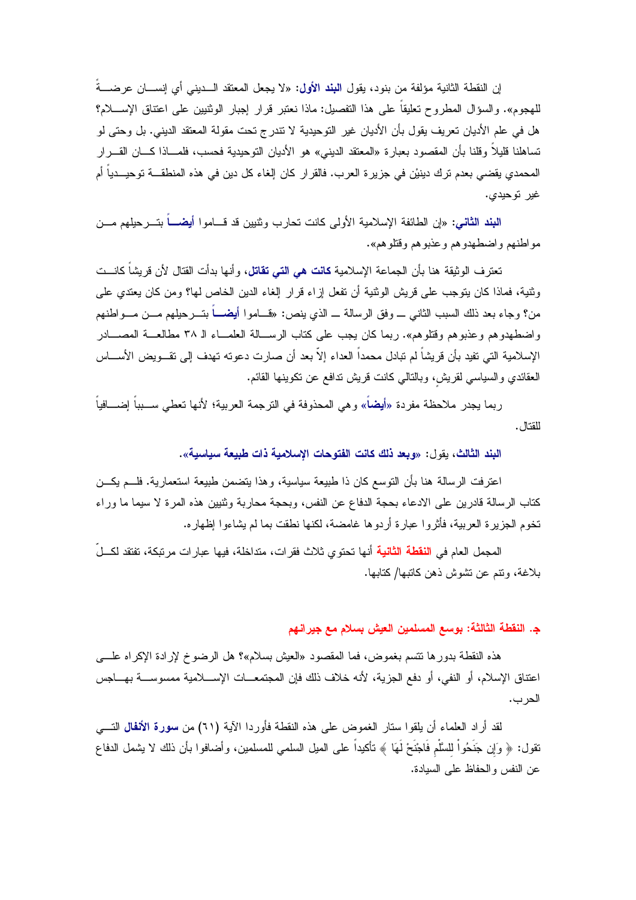إن النقطة الثانية مؤلفة من بنود، يقول **البند الأول**: «لا يجعل المعتقد الديني أي إنسان عرضة للهجوم». والسؤال المطروح تعليقاً على هذا التفصيل: ماذا نعتبر قرار إجبار الوثنيين على اعتناق الإسلام؟ هل في علم الأديان تعريف يقول بأن الأديان غير التوحيدية لا تندرج تحت مقولة المعتقد الديني. بل وحتى لو تساهلنا قليلاً وقلنا بأن المقصود بعبارة «المعتقد الديني» هو الأديان التوحيدية فحسب، فلماذا كان القرار المحمدي يقضي بعدم ترك دينيْن في جزيرة العرب. فالقرار كان إلغاء كل دين في هذه المنطقة توحيدياً أم غير توحيدي.

**البند الثاني**: «إن الطائفة الإسلامية الأولى كانت تحارب وثنيين قد قاموا **أيضاً** بترحيلهم من مواطنهم واضطهدوهم وعذبوهم وقتلوهم».

تعترف الوثيقة هنا بأن الجماعة الإسلامية **كانت هي التي تقاتل**، وأنها بدأت القتال لأن قريشاً كانت وثنية، فماذا كان يتوجب على قريش الوثنية أن تفعل إزاء قرار إلغاء الدين الخاص لها؟ ومن كان يعتدي على من؟ وجاء بعد ذلك السبب الثاني ــ وفق الرسالة ــ الذي ينص: «قاموا **أيضاً** بترحيلهم من مواطنهم واضطهدوهم وعذبوهم وقتلوهم». ربما كان يجب على كتاب الرسالة العلماء الـ ٣٨ مطالعة المصادر الإسلامية التي تفيد بأن قريشاً لم تبادل محمداً العداء إلاّ بعد أن صارت دعوته تهدف إلى تقويض الأساس العقائدي والسياسي لقريش، وبالتالي كانت قريش تدافع عن تكوينها القائم.

ربما يجدر ملاحظة مفردة «**أيضاً**» وهي المحذوفة في الترجمة العربية؛ لأنها تعطي سبباً إضافياً للقتال.

**البند الثالث**، يقول: «**وبعد ذلك كانت الفتوحات الإسلامية ذات طبيعة سياسية**».

اعترفت الرسالة هنا بأن التوسع كان ذا طبيعة سياسية، وهذا يتضمن طبيعة استعمارية. فلم يكن كتاب الرسالة قادرين على الادعاء بحجة الدفاع عن النفس، وبحجة محاربة وثنيين هذه المرة لا سيما ما وراء تخوم الجزيرة العربية، فآثروا عبارة أردوها غامضة، لكنها نطقت بما لم يشاءوا إظهاره.

المجمل العام في **النقطة الثانية** أنها تحتوي ثلاث فقرات، متداخلة، فيها عبارات مرتبكة، تفتقد لكلّ بلاغة، وتنم عن تشوش ذهن كاتبها/ كتابها.

### ج. النقطة الثالثة: بوسع المسلمين العيش بسلام مع جيرانهم

هذه النقطة بدورها تتسم بغموض، فما المقصود «العيش بسلام»؟ هل الرضوخ لإرادة الإكراه على اعتناق الإسلام، أو النفي، أو دفع الجزية، لأنه خلاف ذلك فإن المجتمعات الإسلامية ممسوسة بهاجس الحرب.

لقد أراد العلماء أن يلقوا ستار الغموض على هذه النقطة فأوردا الآية (٦١) من **سورة الأنفال** التي تقول: ﴿ وَإِن جَنَحُواْ لِلسَّلْمِ فَاجْنَحْ لَهَا ﴾ تأكيداً على الميل السلمي للمسلمين، وأضافوا بأن ذلك لا يشمل الدفاع عن النفس والحفاظ على السيادة.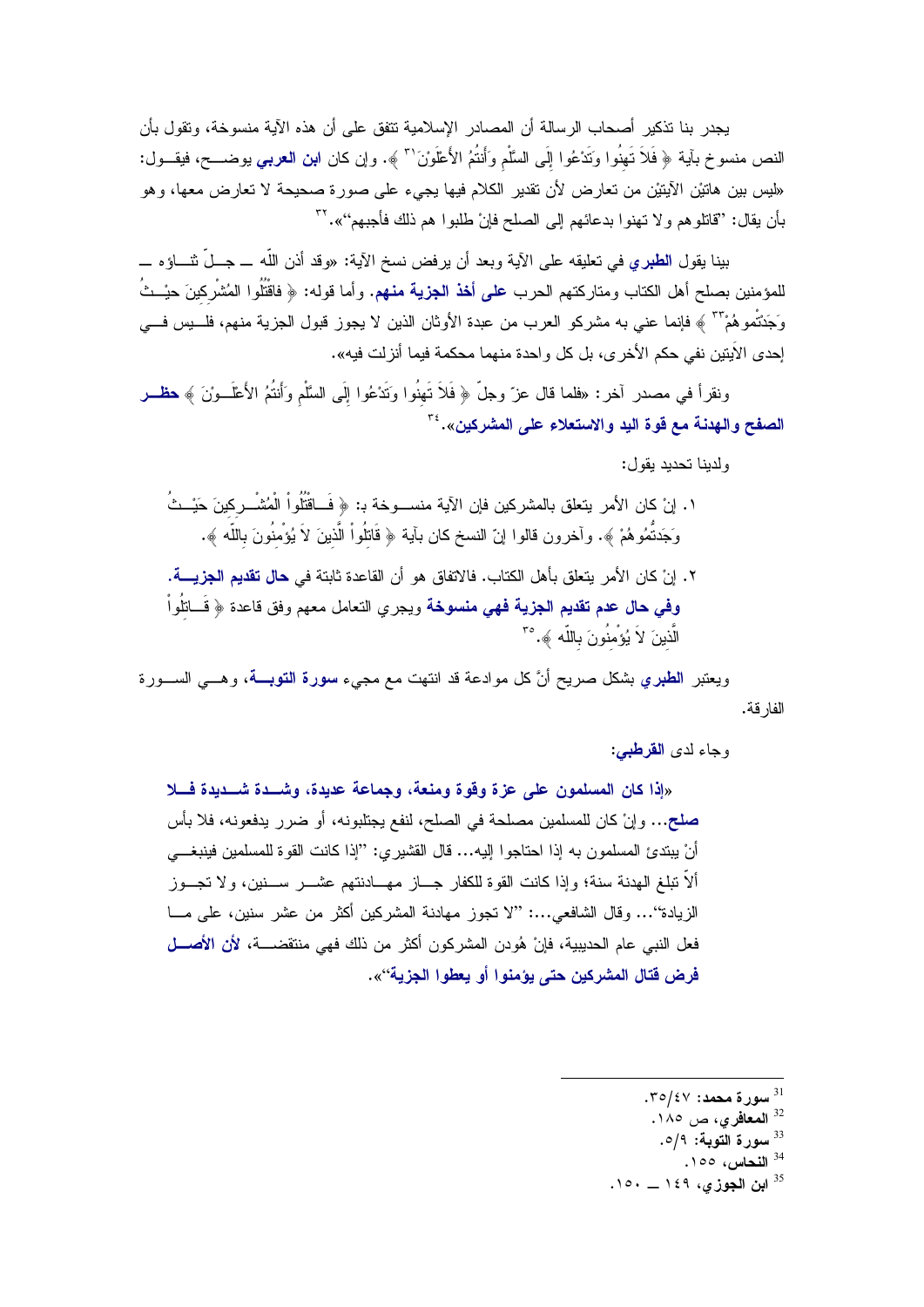يجدر بنا تذكير أصحاب الرسالة أن المصادر الإسلامية تتفق على أن هذه الآية منسوخة، وتقول بأن النص منسوخ بآية ﴿ فَلاَ تَهِنُوا وَتَدْعُوا إِلَى السَّلْمِ وَأَنتُمُ الأَعْلَوْنَ[31] ﴾. وإن كان **ابن العربي** يوضح، فيقول: «ليس بين هاتيْن الآيتيْن من تعارض لأن تقدير الكلام فيها يجيء على صورة صحيحة لا تعارض معها، وهو بأن يقال: "قاتلوهم ولا تهنوا بدعائهم إلى الصلح فإنْ طلبوا هم ذلك فأجبهم"».[32]

بينا يقول **الطبري** في تعليقه على الآية وبعد أن يرفض نسخ الآية: «وقد أذن اللّه ــ جلّ ثناؤه ــ للمؤمنين بصلح أهل الكتاب ومتاركتهم الحرب **على أخذ الجزية منهم**. وأما قوله: ﴿ فاقْتُلُوا المُشْرِكِينَ حيْثُ وَجَدْتُّموهُمْ[33] ﴾ فإنما عني به مشركو العرب من عبدة الأوثان الذين لا يجوز قبول الجزية منهم، فليس في إحدى الآيتين نفي حكم الأخرى، بل كل واحدة منهما محكمة فيما أنزلت فيه».

ونقرأ في مصدر آخر: «فلما قال عزّ وجلّ ﴿ فَلاَ تَهِنُوا وَتَدْعُوا إِلَى السَّلْمِ وَأَنتُمُ الأَعْلَوْنَ ﴾ **حظر الصفح والهدنة مع قوة اليد والاستعلاء على المشركين**».[34]

ولدينا تحديد يقول:

١. إنْ كان الأمر يتعلق بالمشركين فإن الآية منسوخة بـ: ﴿ فَاقْتُلُواْ الْمُشْرِكِينَ حَيْثُ وَجَدتُّمُوهُمْ ﴾. وآخرون قالوا إنّ النسخ كان بآية ﴿ قَاتِلُواْ الَّذِينَ لاَ يُؤْمِنُونَ بِاللّهِ ﴾.

٢. إنْ كان الأمر يتعلق بأهل الكتاب. فالاتفاق هو أن القاعدة ثابتة في **حال تقديم الجزية. وفي حال عدم تقديم الجزية فهي منسوخة** ويجري التعامل معهم وفق قاعدة ﴿ قَاتِلُواْ الَّذِينَ لاَ يُؤْمِنُونَ بِاللّهِ ﴾.[35]

ويعتبر **الطبري** بشكل صريح أنَّ كل موادعة قد انتهت مع مجيء **سورة التوبة**، وهي السورة الفارقة.

وجاء لدى **القرطبي**:

«**إذا كان المسلمون على عزة وقوة ومنعة، وجماعة عديدة، وشدة شديدة فلا صلح**... وإنْ كان للمسلمين مصلحة في الصلح، لنفع يجتلبونه، أو ضرر يدفعونه، فلا بأس أنْ يبتدئ المسلمون به إذا احتاجوا إليه... قال القشيري: "إذا كانت القوة للمسلمين فينبغي ألاّ تبلغ الهدنة سنة؛ وإذا كانت القوة للكفار جاز مهادنتهم عشر سنين، ولا تجوز الزيادة"... وقال الشافعي...: "لا تجوز مهادنة المشركين أكثر من عشر سنين، على ما فعل النبي عام الحديبية، فإنْ هُودن المشركون أكثر من ذلك فهي منتقضة، **لأن الأصل فرض قتال المشركين حتى يؤمنوا أو يعطوا الجزية**"».

---

[31] **سورة محمد**: ٤٧/٣٥.

[32] **المعافري**، ص ١٨٥.

[33] **سورة التوبة**: ٩/٥.

[34] **النحاس**، ١٥٥.

[35] **ابن الجوزي**، ١٤٩ ــ ١٥٠.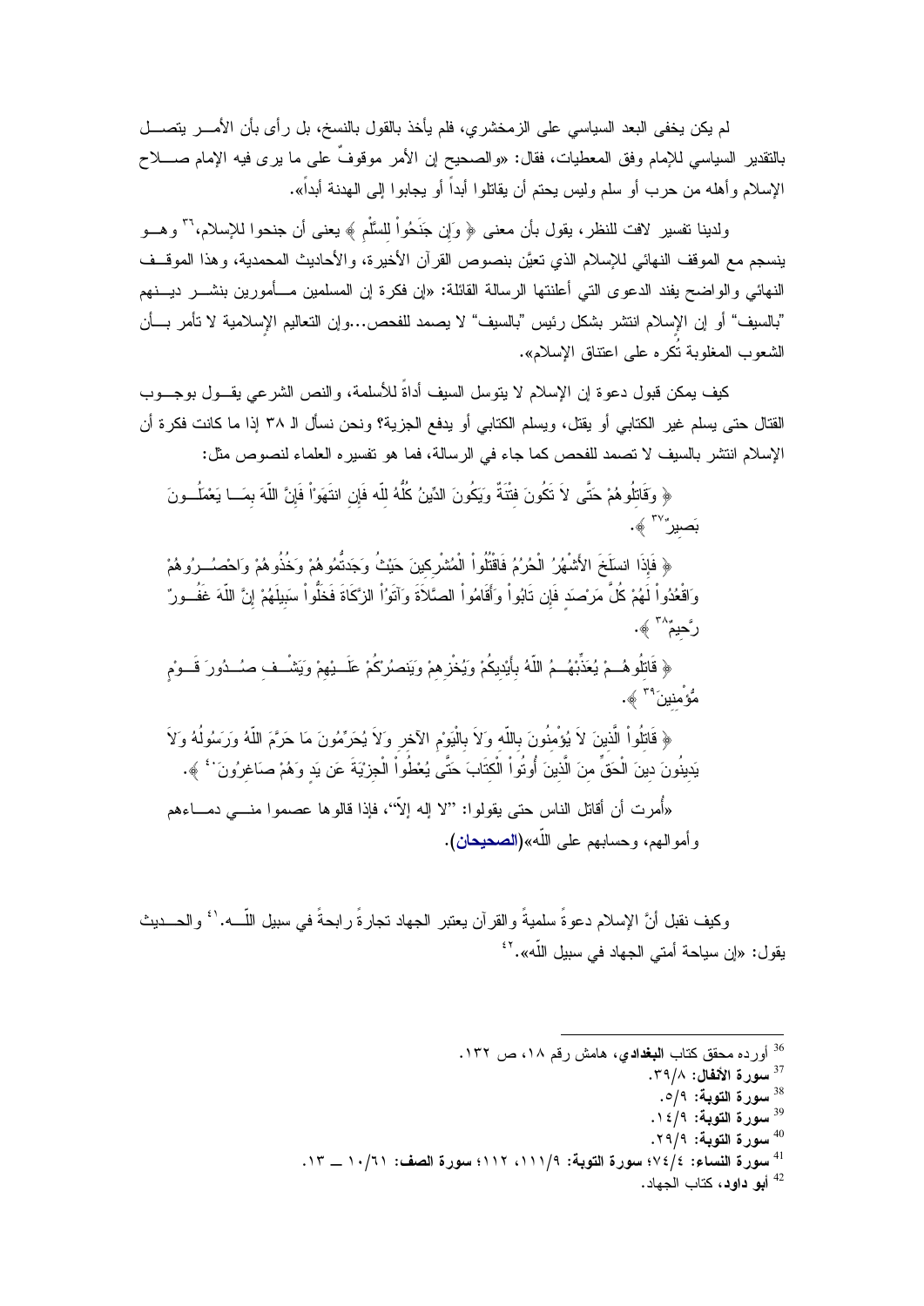لم يكن يخفى البعد السياسي على الزمخشري، فلم يأخذ بالقول بالنسخ، بل رأى بأن الأمر يتصل بالتقدير السياسي للإمام وفق المعطيات، فقال: «والصحيح إن الأمر موقوفٌ على ما يرى فيه الإمام صلاح الإسلام وأهله من حرب أو سلم وليس يحتم أن يقاتلوا أبداً أو يجابوا إلى الهدنة أبداً».

ولدينا تفسير لافت للنظر، يقول بأن معنى ﴿ وَإِن جَنَحُواْ لِلسَّلْمِ ﴾ يعنى أن جنحوا للإسلام،[36] وهو ينسجم مع الموقف النهائي للإسلام الذي تعيَّن بنصوص القرآن الأخيرة، والأحاديث المحمدية، وهذا الموقف النهائي والواضح يفند الدعوى التي أعلنتها الرسالة القائلة: «إن فكرة إن المسلمين مأمورين بنشر دينهم "بالسيف" أو إن الإسلام انتشر بشكل رئيس "بالسيف" لا يصمد للفحص...وإن التعاليم الإسلامية لا تأمر بأن الشعوب المغلوبة تُكره على اعتناق الإسلام».

كيف يمكن قبول دعوة إن الإسلام لا يتوسل السيف أداةً للأسلمة، والنص الشرعي يقول بوجوب القتال حتى يسلم غير الكتابي أو يقتل، ويسلم الكتابي أو يدفع الجزية؟ ونحن نسأل الـ ٣٨ إذا ما كانت فكرة أن الإسلام انتشر بالسيف لا تصمد للفحص كما جاء في الرسالة، فما هو تفسيره العلماء لنصوص مثل:

﴿ وَقَاتِلُوهُمْ حَتَّى لاَ تَكُونَ فِتْنَةٌ وَيَكُونَ الدِّينُ كُلُّهُ لِلّه فَإِنِ انتَهَوْاْ فَإِنَّ اللّهَ بِمَا يَعْمَلُونَ بَصِيرٌ[37] ﴾.

﴿ فَإِذَا انسَلَخَ الأَشْهُرُ الْحُرُمُ فَاقْتُلُواْ الْمُشْرِكِينَ حَيْثُ وَجَدتُّمُوهُمْ وَخُذُوهُمْ وَاحْصُرُوهُمْ وَاقْعُدُواْ لَهُمْ كُلَّ مَرْصَدٍ فَإِن تَابُواْ وَأَقَامُواْ الصَّلاَةَ وَآتَوُاْ الزَّكَاةَ فَخَلُّواْ سَبِيلَهُمْ إِنَّ اللّهَ غَفُورٌ رَّحِيمٌ[38] ﴾.

﴿ قَاتِلُوهُمْ يُعَذِّبْهُمُ اللّهُ بِأَيْدِيكُمْ وَيُخْزِهِمْ وَيَنصُرْكُمْ عَلَيْهِمْ وَيَشْفِ صُدُورَ قَوْمٍ مُّؤْمِنِينَ[39] ﴾.

﴿ قَاتِلُواْ الَّذِينَ لاَ يُؤْمِنُونَ بِاللّهِ وَلاَ بِالْيَوْمِ الآخِرِ وَلاَ يُحَرِّمُونَ مَا حَرَّمَ اللّهُ وَرَسُولُهُ وَلاَ يَدِينُونَ دِينَ الْحَقِّ مِنَ الَّذِينَ أُوتُواْ الْكِتَابَ حَتَّى يُعْطُواْ الْجِزْيَةَ عَن يَدٍ وَهُمْ صَاغِرُونَ[40] ﴾.

«أُمرت أن أقاتل الناس حتى يقولوا: "لا إله إلاّ"، فإذا قالوها عصموا مني دماءهم وأموالهم، وحسابهم على اللّه»(**الصحيحان**).

وكيف نقبل أنَّ الإسلام دعوةً سلميةً والقرآن يعتبر الجهاد تجارةً رابحةً في سبيل اللّه.[41] والحديث يقول: «إن سياحة أمتي الجهاد في سبيل اللّه».[42]

---

[36] أورده محقق كتاب **البغدادي**، هامش رقم ١٨، ص ١٣٢.

[37] **سورة الأنفال**: ٣٩/٨.

[38] **سورة التوبة**: ٥/٩.

[39] **سورة التوبة**: ١٤/٩.

[40] **سورة التوبة**: ٢٩/٩.

[41] **سورة النساء**: ٧٤/٤؛ **سورة التوبة**: ١١١/٩، ١١٢؛ **سورة الصف**: ١٠/٦١ ــ ١٣.

[42] **أبو داود**، كتاب الجهاد.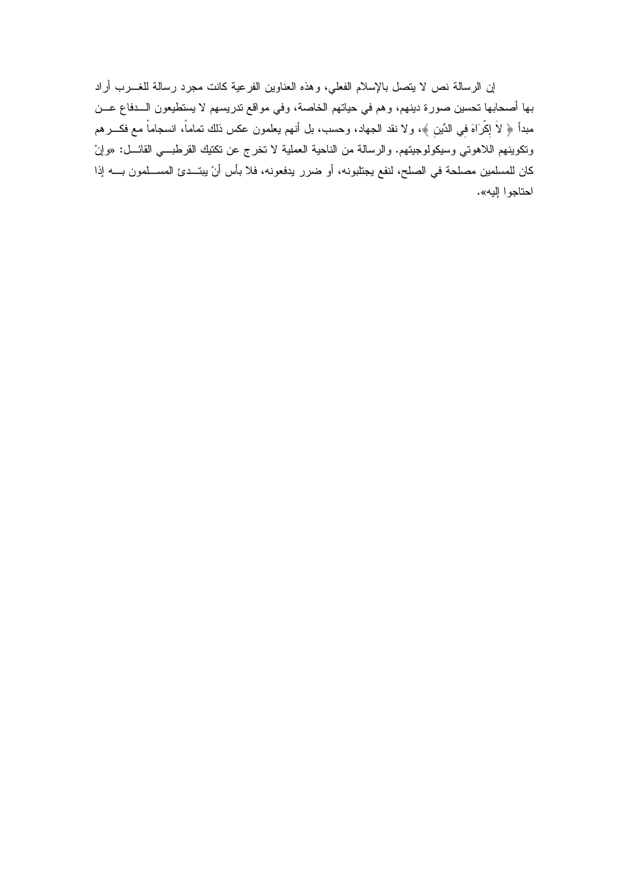إن الرسالة نص لا يتصل بالإسلام الفعلي، وهذه العناوين الفرعية كانت مجرد رسالة للغرب أراد بها أصحابها تحسين صورة دينهم، وهم في حياتهم الخاصة، وفي مواقع تدريسهم لا يستطيعون الدفاع عن مبدأ ﴿ لاَ إِكْرَاهَ فِي الدِّينِ ﴾، ولا نقد الجهاد، وحسب، بل أنهم يعلمون عكس ذلك تماماً، انسجاماً مع فكرهم وتكوينهم اللاهوتي وسيكولوجيتهم. والرسالة من الناحية العملية لا تخرج عن تكتيك القرطبي القائل: «وإنْ كان للمسلمين مصلحة في الصلح، لنفع يجتلبونه، أو ضرر يدفعونه، فلا بأس أنْ يبتدئ المسلمون به إذا احتاجوا إليه».